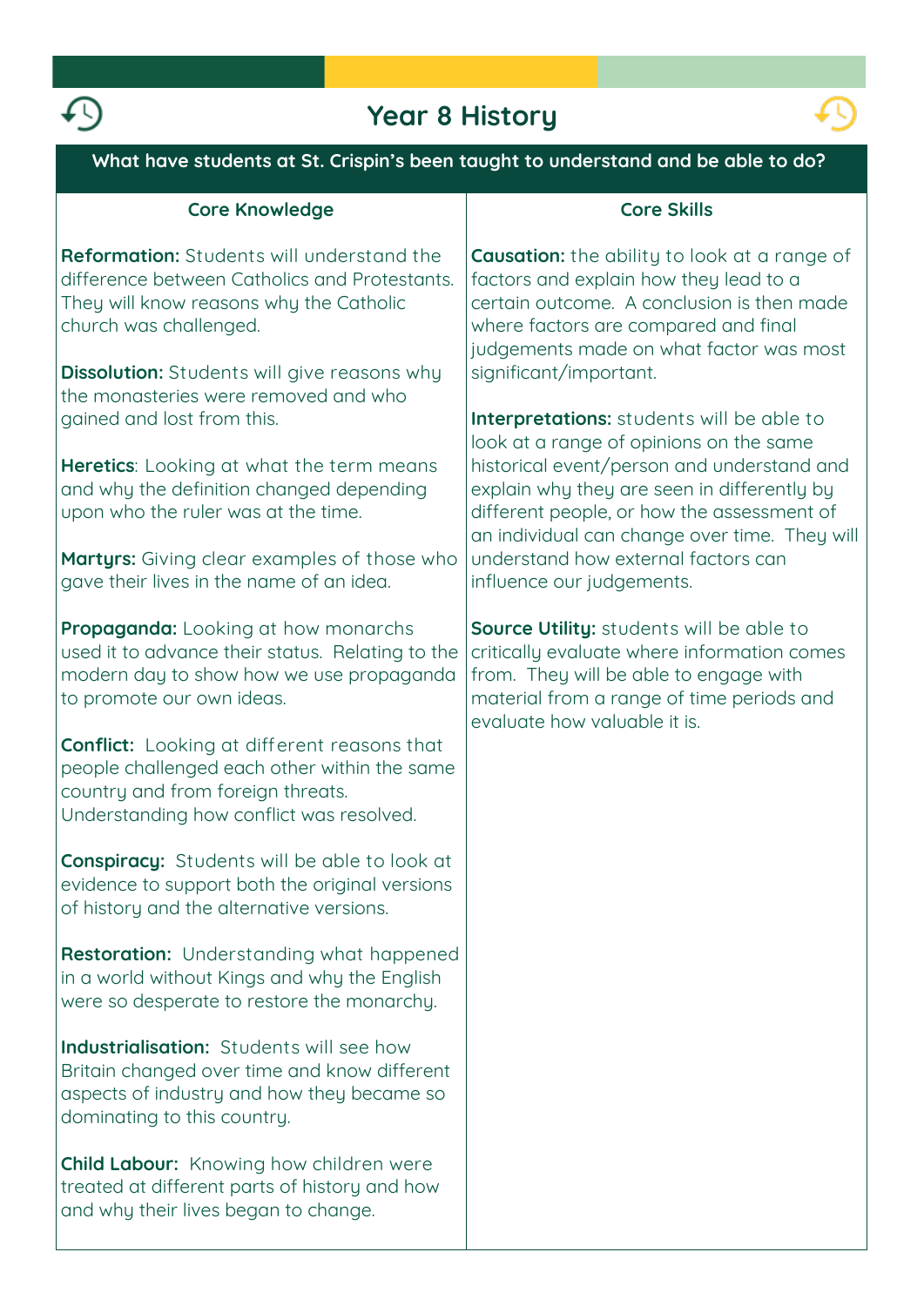# Year 8 History

## What have students at St. Crispin's been taught to understand and be able to do?

| Core Knowledge | Core Skills |
| --- | --- |
| **Reformation:** Students will understand the difference between Catholics and Protestants. They will know reasons why the Catholic church was challenged. | **Causation:** the ability to look at a range of factors and explain how they lead to a certain outcome. A conclusion is then made where factors are compared and final judgements made on what factor was most significant/important. |
| **Dissolution:** Students will give reasons why the monasteries were removed and who gained and lost from this. | **Interpretations:** students will be able to look at a range of opinions on the same historical event/person and understand and explain why they are seen in differently by different people, or how the assessment of an individual can change over time. They will understand how external factors can influence our judgements. |
| **Heretics**: Looking at what the term means and why the definition changed depending upon who the ruler was at the time. | **Source Utility:** students will be able to critically evaluate where information comes from. They will be able to engage with material from a range of time periods and evaluate how valuable it is. |
| **Martyrs:** Giving clear examples of those who gave their lives in the name of an idea. | |
| **Propaganda:** Looking at how monarchs used it to advance their status. Relating to the modern day to show how we use propaganda to promote our own ideas. | |
| **Conflict:** Looking at different reasons that people challenged each other within the same country and from foreign threats. Understanding how conflict was resolved. | |
| **Conspiracy:** Students will be able to look at evidence to support both the original versions of history and the alternative versions. | |
| **Restoration:** Understanding what happened in a world without Kings and why the English were so desperate to restore the monarchy. | |
| **Industrialisation:** Students will see how Britain changed over time and know different aspects of industry and how they became so dominating to this country. | |
| **Child Labour:** Knowing how children were treated at different parts of history and how and why their lives began to change. | |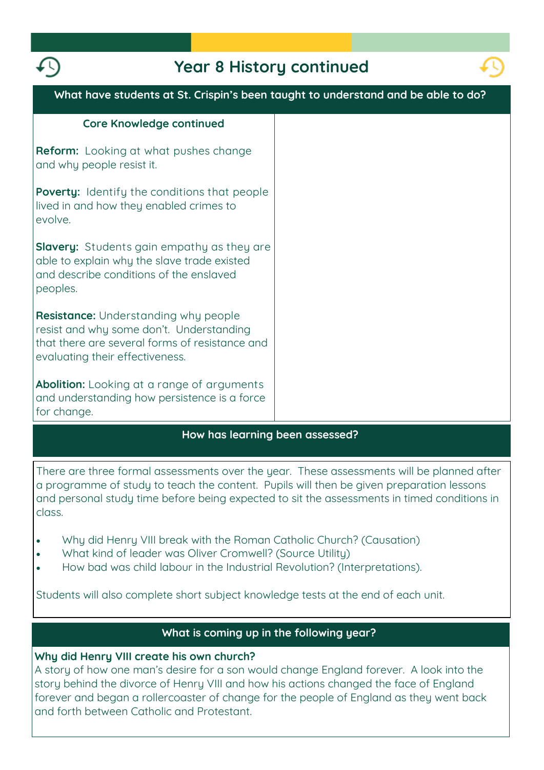# Year 8 History continued

## What have students at St. Crispin's been taught to understand and be able to do?

### Core Knowledge continued

**Reform:** Looking at what pushes change and why people resist it.

**Poverty:** Identify the conditions that people lived in and how they enabled crimes to evolve.

**Slavery:** Students gain empathy as they are able to explain why the slave trade existed and describe conditions of the enslaved peoples.

**Resistance:** Understanding why people resist and why some don't. Understanding that there are several forms of resistance and evaluating their effectiveness.

**Abolition:** Looking at a range of arguments and understanding how persistence is a force for change.

## How has learning been assessed?

There are three formal assessments over the year. These assessments will be planned after a programme of study to teach the content. Pupils will then be given preparation lessons and personal study time before being expected to sit the assessments in timed conditions in class.

- Why did Henry VIII break with the Roman Catholic Church? (Causation)
- What kind of leader was Oliver Cromwell? (Source Utility)
- How bad was child labour in the Industrial Revolution? (Interpretations).

Students will also complete short subject knowledge tests at the end of each unit.

## What is coming up in the following year?

**Why did Henry VIII create his own church?**

A story of how one man's desire for a son would change England forever. A look into the story behind the divorce of Henry VIII and how his actions changed the face of England forever and began a rollercoaster of change for the people of England as they went back and forth between Catholic and Protestant.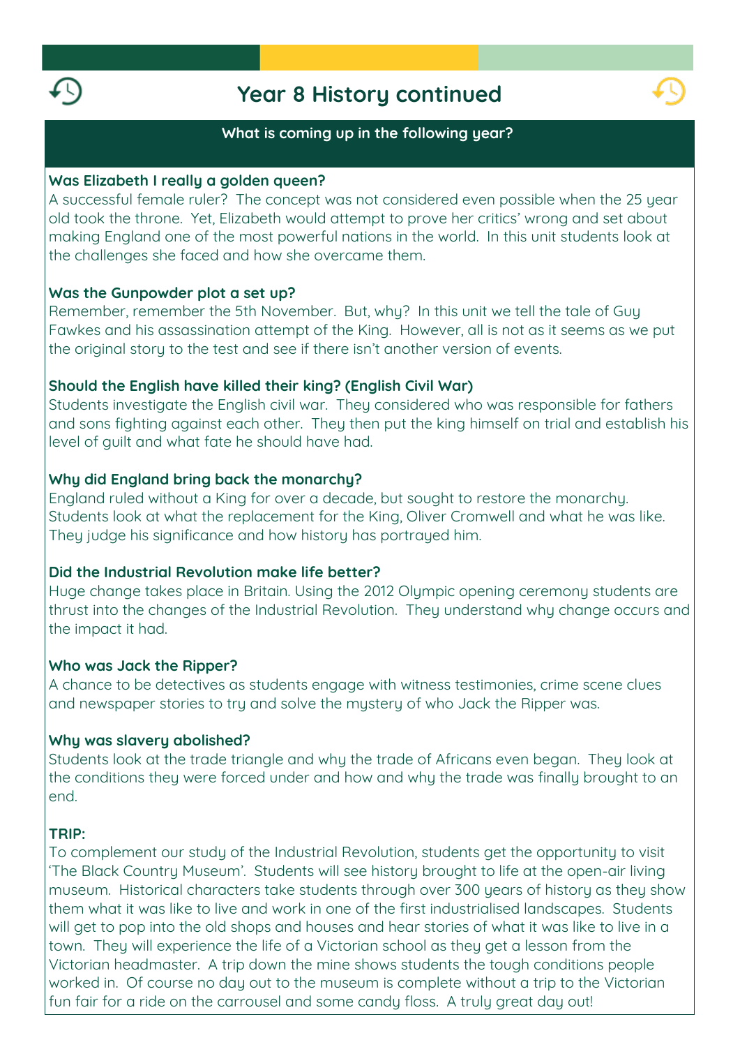# Year 8 History continued

## What is coming up in the following year?

**Was Elizabeth I really a golden queen?**
A successful female ruler? The concept was not considered even possible when the 25 year old took the throne. Yet, Elizabeth would attempt to prove her critics' wrong and set about making England one of the most powerful nations in the world. In this unit students look at the challenges she faced and how she overcame them.

**Was the Gunpowder plot a set up?**
Remember, remember the 5th November. But, why? In this unit we tell the tale of Guy Fawkes and his assassination attempt of the King. However, all is not as it seems as we put the original story to the test and see if there isn't another version of events.

**Should the English have killed their king? (English Civil War)**
Students investigate the English civil war. They considered who was responsible for fathers and sons fighting against each other. They then put the king himself on trial and establish his level of guilt and what fate he should have had.

**Why did England bring back the monarchy?**
England ruled without a King for over a decade, but sought to restore the monarchy. Students look at what the replacement for the King, Oliver Cromwell and what he was like. They judge his significance and how history has portrayed him.

**Did the Industrial Revolution make life better?**
Huge change takes place in Britain. Using the 2012 Olympic opening ceremony students are thrust into the changes of the Industrial Revolution. They understand why change occurs and the impact it had.

**Who was Jack the Ripper?**
A chance to be detectives as students engage with witness testimonies, crime scene clues and newspaper stories to try and solve the mystery of who Jack the Ripper was.

**Why was slavery abolished?**
Students look at the trade triangle and why the trade of Africans even began. They look at the conditions they were forced under and how and why the trade was finally brought to an end.

**TRIP:**
To complement our study of the Industrial Revolution, students get the opportunity to visit 'The Black Country Museum'. Students will see history brought to life at the open-air living museum. Historical characters take students through over 300 years of history as they show them what it was like to live and work in one of the first industrialised landscapes. Students will get to pop into the old shops and houses and hear stories of what it was like to live in a town. They will experience the life of a Victorian school as they get a lesson from the Victorian headmaster. A trip down the mine shows students the tough conditions people worked in. Of course no day out to the museum is complete without a trip to the Victorian fun fair for a ride on the carrousel and some candy floss. A truly great day out!